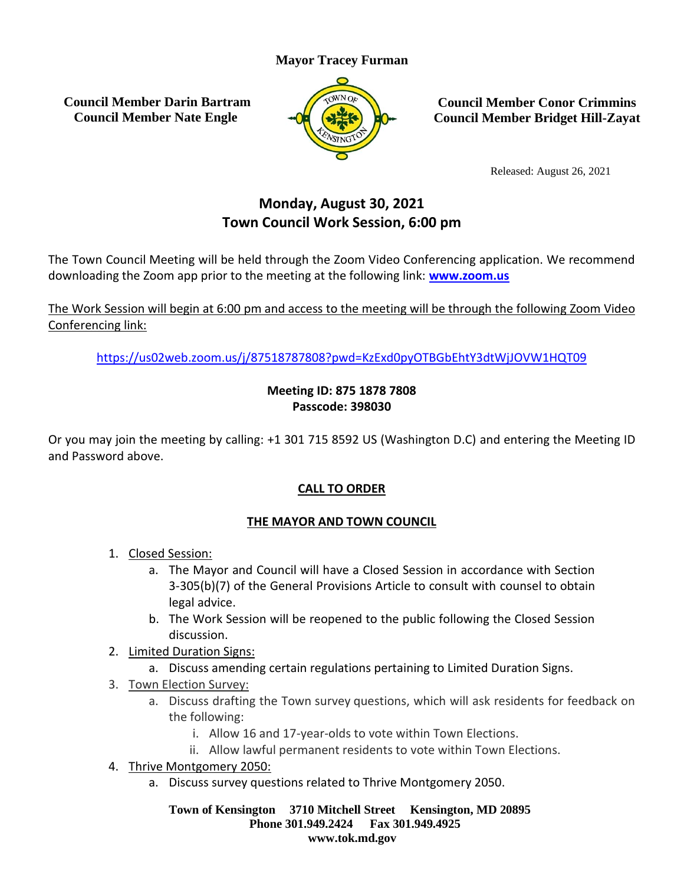**Mayor Tracey Furman**

**Council Member Darin Bartram**
**Council Member Nate Engle**

**Council Member Conor Crimmins**
**Council Member Bridget Hill-Zayat**

Released: August 26, 2021

## Monday, August 30, 2021
## Town Council Work Session, 6:00 pm

The Town Council Meeting will be held through the Zoom Video Conferencing application. We recommend downloading the Zoom app prior to the meeting at the following link: **www.zoom.us**

The Work Session will begin at 6:00 pm and access to the meeting will be through the following Zoom Video Conferencing link:

https://us02web.zoom.us/j/87518787808?pwd=KzExd0pyOTBGbEhtY3dtWjJOVW1HQT09

**Meeting ID: 875 1878 7808**
**Passcode: 398030**

Or you may join the meeting by calling: +1 301 715 8592 US (Washington D.C) and entering the Meeting ID and Password above.

**CALL TO ORDER**

**THE MAYOR AND TOWN COUNCIL**

1. Closed Session:
   a. The Mayor and Council will have a Closed Session in accordance with Section 3-305(b)(7) of the General Provisions Article to consult with counsel to obtain legal advice.
   b. The Work Session will be reopened to the public following the Closed Session discussion.
2. Limited Duration Signs:
   a. Discuss amending certain regulations pertaining to Limited Duration Signs.
3. Town Election Survey:
   a. Discuss drafting the Town survey questions, which will ask residents for feedback on the following:
      i. Allow 16 and 17-year-olds to vote within Town Elections.
      ii. Allow lawful permanent residents to vote within Town Elections.
4. Thrive Montgomery 2050:
   a. Discuss survey questions related to Thrive Montgomery 2050.

**Town of Kensington 3710 Mitchell Street Kensington, MD 20895**
**Phone 301.949.2424 Fax 301.949.4925**
**www.tok.md.gov**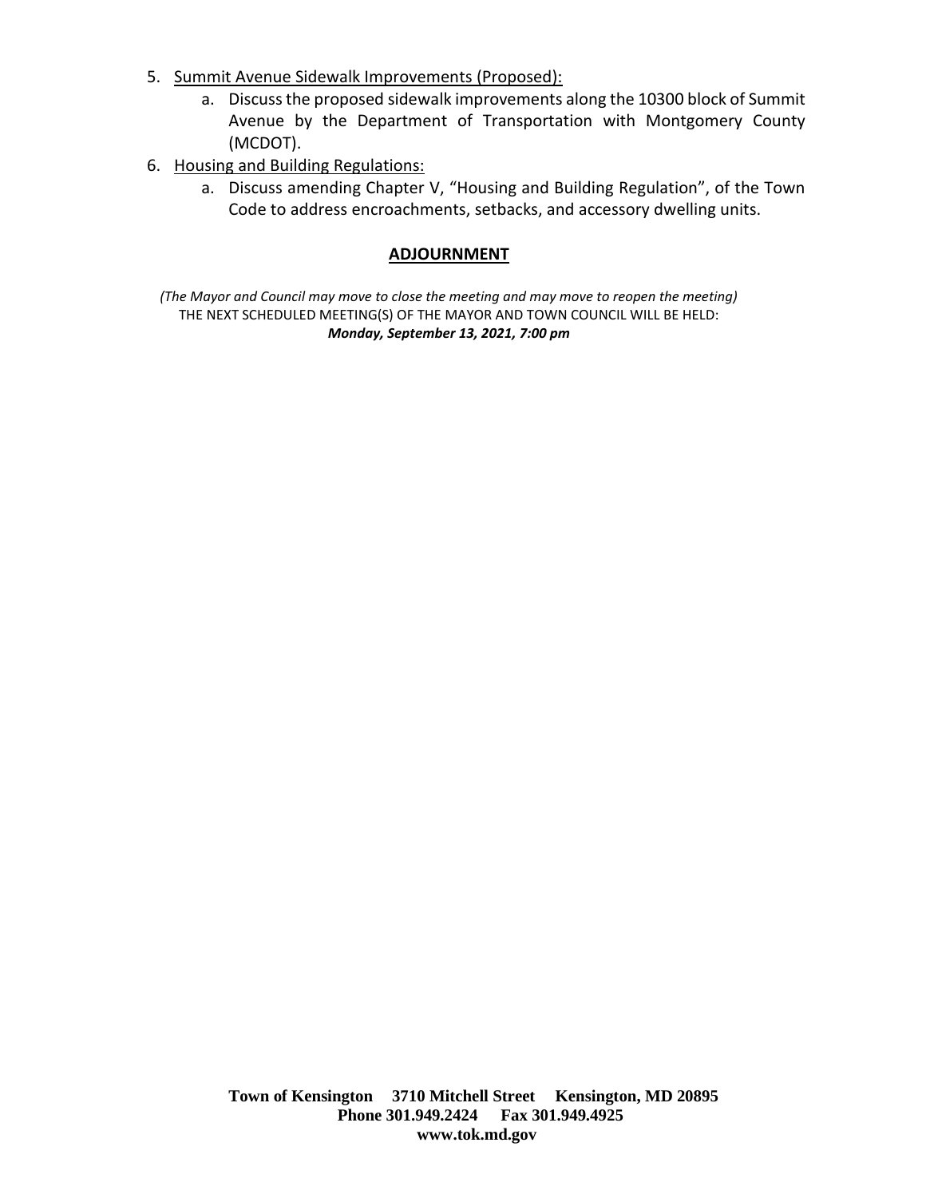5. Summit Avenue Sidewalk Improvements (Proposed):
    a. Discuss the proposed sidewalk improvements along the 10300 block of Summit Avenue by the Department of Transportation with Montgomery County (MCDOT).
6. Housing and Building Regulations:
    a. Discuss amending Chapter V, "Housing and Building Regulation", of the Town Code to address encroachments, setbacks, and accessory dwelling units.

## ADJOURNMENT

*(The Mayor and Council may move to close the meeting and may move to reopen the meeting)*

THE NEXT SCHEDULED MEETING(S) OF THE MAYOR AND TOWN COUNCIL WILL BE HELD:

***Monday, September 13, 2021, 7:00 pm***

**Town of Kensington 3710 Mitchell Street Kensington, MD 20895**

**Phone 301.949.2424 Fax 301.949.4925**

**www.tok.md.gov**